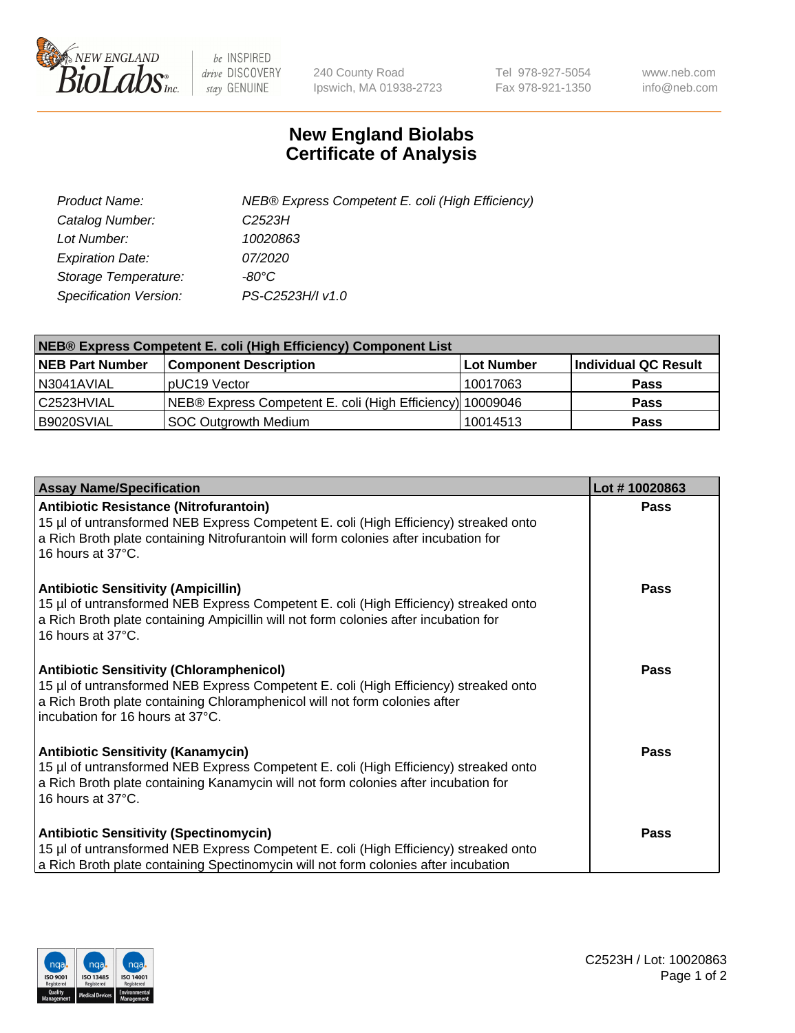# New England Biolabs Certificate of Analysis

| | |
|---|---|
| *Product Name:* | *NEB® Express Competent E. coli (High Efficiency)* |
| *Catalog Number:* | *C2523H* |
| *Lot Number:* | *10020863* |
| *Expiration Date:* | *07/2020* |
| *Storage Temperature:* | *-80°C* |
| *Specification Version:* | *PS-C2523H/I v1.0* |

| NEB® Express Competent E. coli (High Efficiency) Component List | | | |
|---|---|---|---|
| **NEB Part Number** | **Component Description** | **Lot Number** | **Individual QC Result** |
| N3041AVIAL | pUC19 Vector | 10017063 | **Pass** |
| C2523HVIAL | NEB® Express Competent E. coli (High Efficiency) | 10009046 | **Pass** |
| B9020SVIAL | SOC Outgrowth Medium | 10014513 | **Pass** |

| Assay Name/Specification | Lot # 10020863 |
|---|---|
| **Antibiotic Resistance (Nitrofurantoin)** 15 µl of untransformed NEB Express Competent E. coli (High Efficiency) streaked onto a Rich Broth plate containing Nitrofurantoin will form colonies after incubation for 16 hours at 37°C. | **Pass** |
| **Antibiotic Sensitivity (Ampicillin)** 15 µl of untransformed NEB Express Competent E. coli (High Efficiency) streaked onto a Rich Broth plate containing Ampicillin will not form colonies after incubation for 16 hours at 37°C. | **Pass** |
| **Antibiotic Sensitivity (Chloramphenicol)** 15 µl of untransformed NEB Express Competent E. coli (High Efficiency) streaked onto a Rich Broth plate containing Chloramphenicol will not form colonies after incubation for 16 hours at 37°C. | **Pass** |
| **Antibiotic Sensitivity (Kanamycin)** 15 µl of untransformed NEB Express Competent E. coli (High Efficiency) streaked onto a Rich Broth plate containing Kanamycin will not form colonies after incubation for 16 hours at 37°C. | **Pass** |
| **Antibiotic Sensitivity (Spectinomycin)** 15 µl of untransformed NEB Express Competent E. coli (High Efficiency) streaked onto a Rich Broth plate containing Spectinomycin will not form colonies after incubation | **Pass** |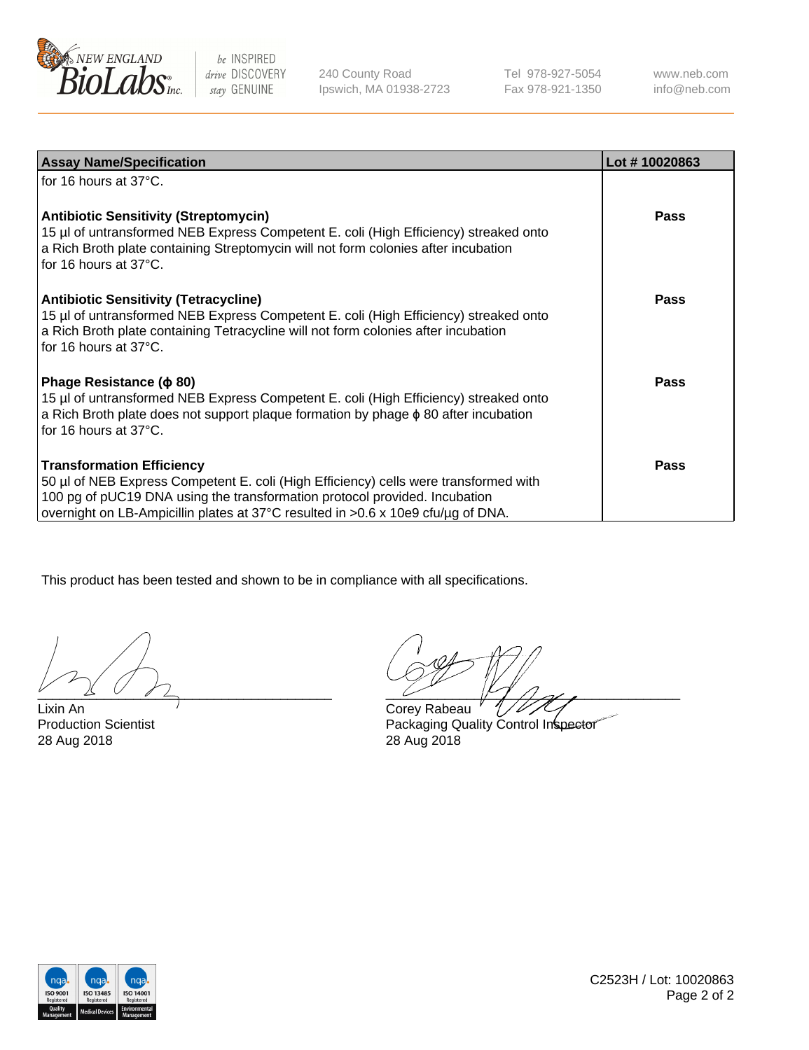| Assay Name/Specification | Lot # 10020863 |
|---|---|
| for 16 hours at 37°C. | |
| **Antibiotic Sensitivity (Streptomycin)**<br>15 µl of untransformed NEB Express Competent E. coli (High Efficiency) streaked onto a Rich Broth plate containing Streptomycin will not form colonies after incubation for 16 hours at 37°C. | **Pass** |
| **Antibiotic Sensitivity (Tetracycline)**<br>15 µl of untransformed NEB Express Competent E. coli (High Efficiency) streaked onto a Rich Broth plate containing Tetracycline will not form colonies after incubation for 16 hours at 37°C. | **Pass** |
| **Phage Resistance (ϕ 80)**<br>15 µl of untransformed NEB Express Competent E. coli (High Efficiency) streaked onto a Rich Broth plate does not support plaque formation by phage ϕ 80 after incubation for 16 hours at 37°C. | **Pass** |
| **Transformation Efficiency**<br>50 µl of NEB Express Competent E. coli (High Efficiency) cells were transformed with 100 pg of pUC19 DNA using the transformation protocol provided. Incubation overnight on LB-Ampicillin plates at 37°C resulted in >0.6 x 10e9 cfu/µg of DNA. | **Pass** |

This product has been tested and shown to be in compliance with all specifications.

Lixin An
Production Scientist
28 Aug 2018

Corey Rabeau
Packaging Quality Control Inspector
28 Aug 2018

C2523H / Lot: 10020863